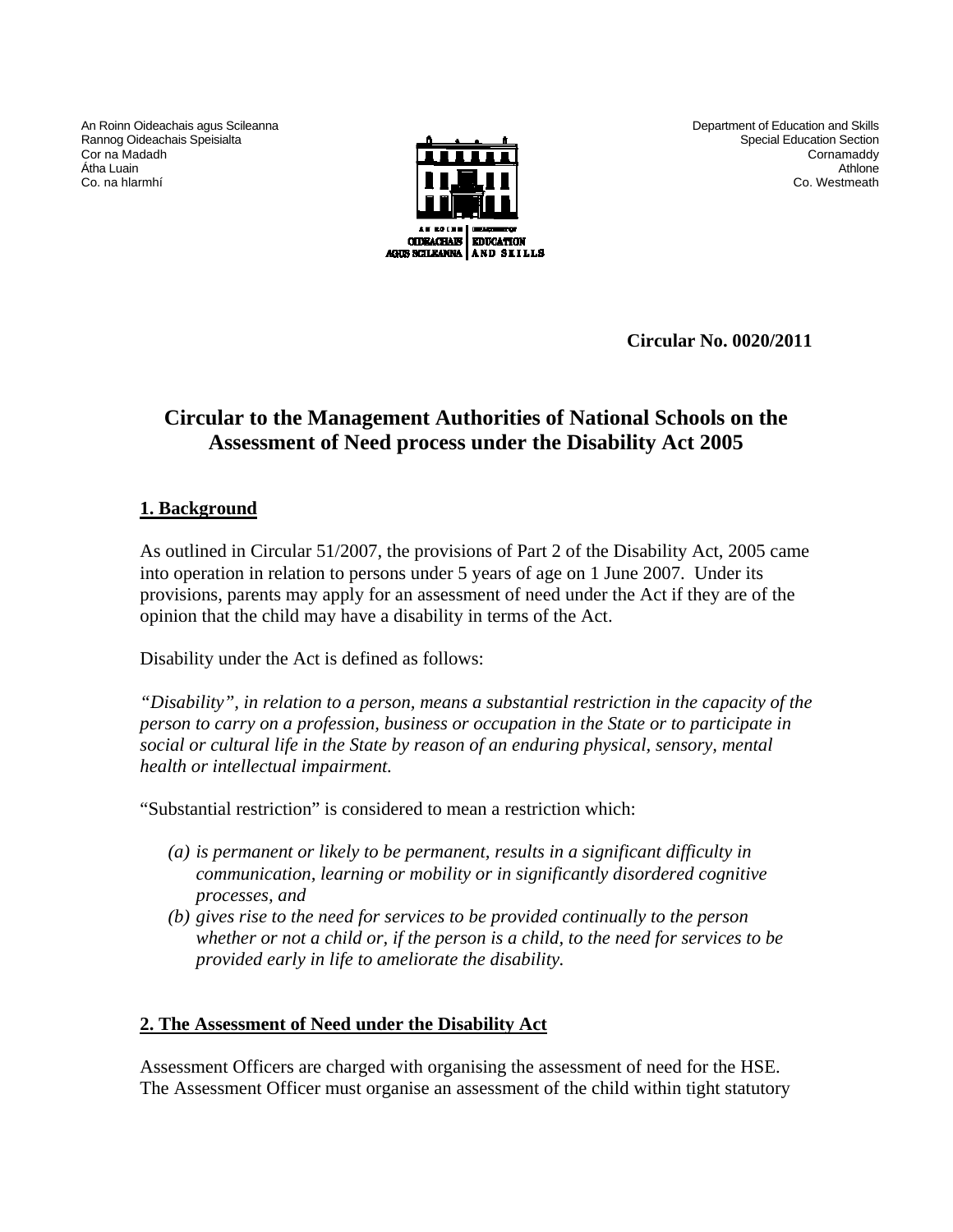An Roinn Oideachais agus Scileanna
Rannog Oideachais Speisialta
Cor na Madadh
Átha Luain
Co. na hIarmhí

Department of Education and Skills
Special Education Section
Cornamaddy
Athlone
Co. Westmeath

**Circular No. 0020/2011**

# Circular to the Management Authorities of National Schools on the Assessment of Need process under the Disability Act 2005

## 1. Background

As outlined in Circular 51/2007, the provisions of Part 2 of the Disability Act, 2005 came into operation in relation to persons under 5 years of age on 1 June 2007. Under its provisions, parents may apply for an assessment of need under the Act if they are of the opinion that the child may have a disability in terms of the Act.

Disability under the Act is defined as follows:

*"Disability", in relation to a person, means a substantial restriction in the capacity of the person to carry on a profession, business or occupation in the State or to participate in social or cultural life in the State by reason of an enduring physical, sensory, mental health or intellectual impairment.*

"Substantial restriction" is considered to mean a restriction which:

*(a) is permanent or likely to be permanent, results in a significant difficulty in communication, learning or mobility or in significantly disordered cognitive processes, and*

*(b) gives rise to the need for services to be provided continually to the person whether or not a child or, if the person is a child, to the need for services to be provided early in life to ameliorate the disability.*

## 2. The Assessment of Need under the Disability Act

Assessment Officers are charged with organising the assessment of need for the HSE. The Assessment Officer must organise an assessment of the child within tight statutory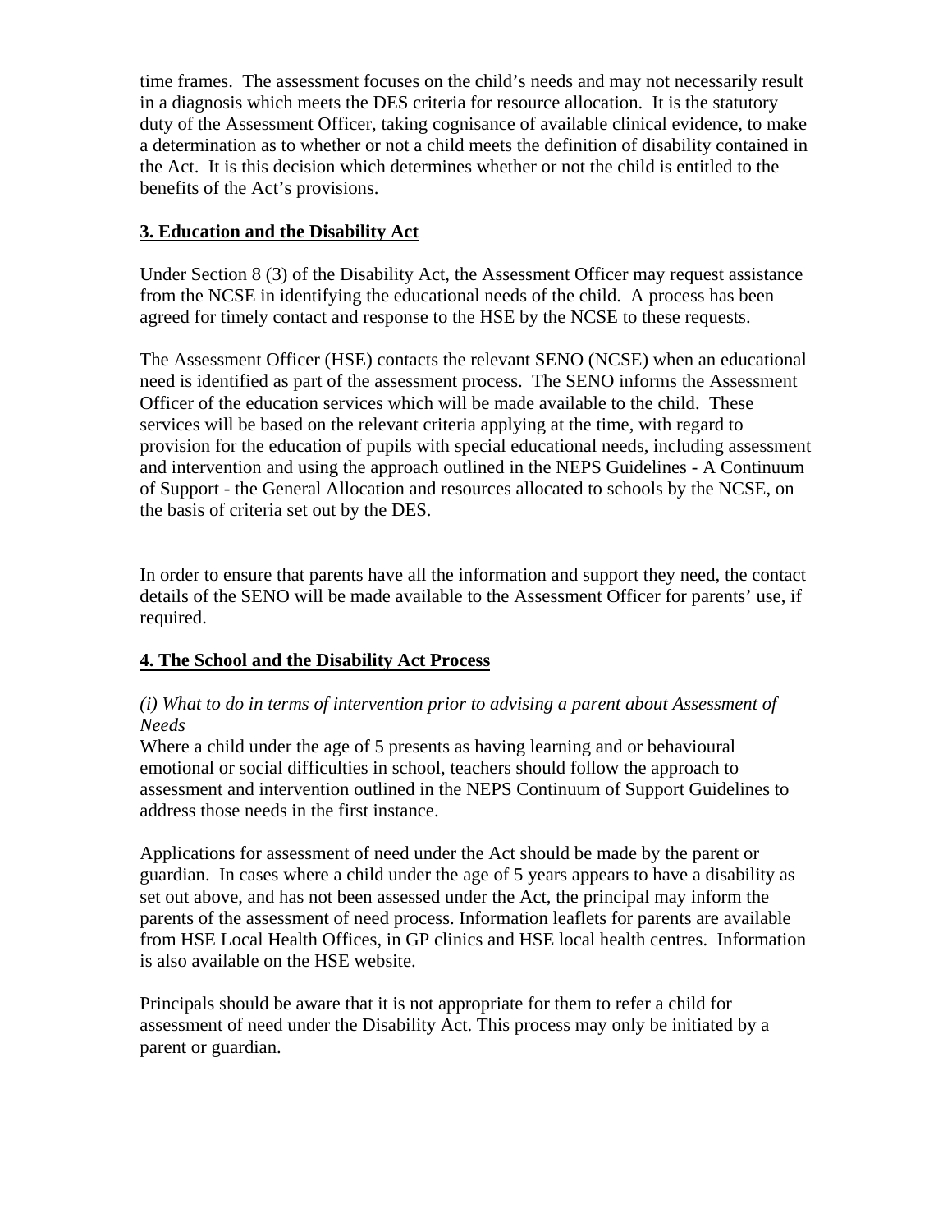time frames. The assessment focuses on the child's needs and may not necessarily result in a diagnosis which meets the DES criteria for resource allocation. It is the statutory duty of the Assessment Officer, taking cognisance of available clinical evidence, to make a determination as to whether or not a child meets the definition of disability contained in the Act. It is this decision which determines whether or not the child is entitled to the benefits of the Act's provisions.

## 3. Education and the Disability Act

Under Section 8 (3) of the Disability Act, the Assessment Officer may request assistance from the NCSE in identifying the educational needs of the child. A process has been agreed for timely contact and response to the HSE by the NCSE to these requests.

The Assessment Officer (HSE) contacts the relevant SENO (NCSE) when an educational need is identified as part of the assessment process. The SENO informs the Assessment Officer of the education services which will be made available to the child. These services will be based on the relevant criteria applying at the time, with regard to provision for the education of pupils with special educational needs, including assessment and intervention and using the approach outlined in the NEPS Guidelines - A Continuum of Support - the General Allocation and resources allocated to schools by the NCSE, on the basis of criteria set out by the DES.

In order to ensure that parents have all the information and support they need, the contact details of the SENO will be made available to the Assessment Officer for parents' use, if required.

## 4. The School and the Disability Act Process

*(i) What to do in terms of intervention prior to advising a parent about Assessment of Needs*

Where a child under the age of 5 presents as having learning and or behavioural emotional or social difficulties in school, teachers should follow the approach to assessment and intervention outlined in the NEPS Continuum of Support Guidelines to address those needs in the first instance.

Applications for assessment of need under the Act should be made by the parent or guardian. In cases where a child under the age of 5 years appears to have a disability as set out above, and has not been assessed under the Act, the principal may inform the parents of the assessment of need process. Information leaflets for parents are available from HSE Local Health Offices, in GP clinics and HSE local health centres. Information is also available on the HSE website.

Principals should be aware that it is not appropriate for them to refer a child for assessment of need under the Disability Act. This process may only be initiated by a parent or guardian.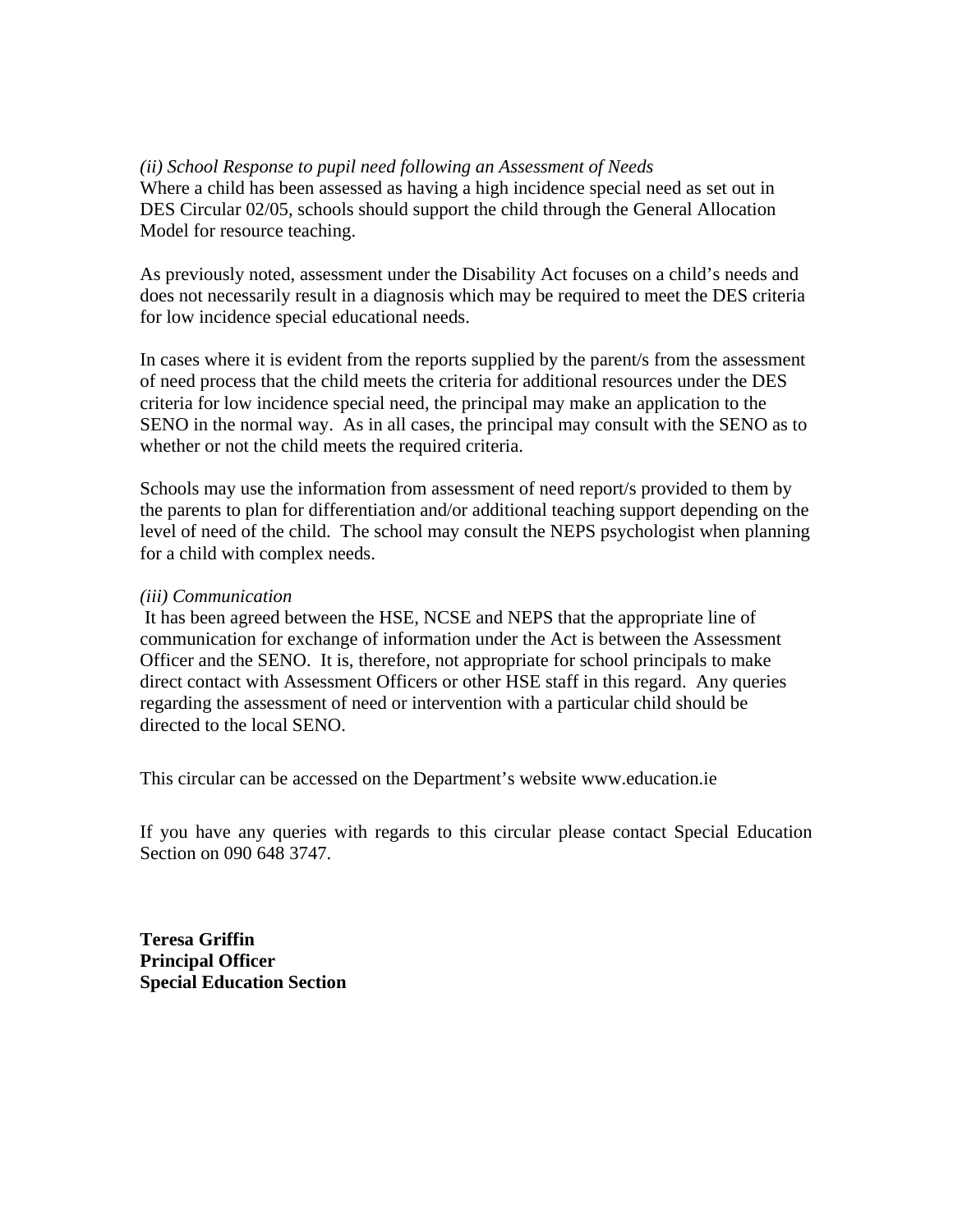*(ii) School Response to pupil need following an Assessment of Needs*
Where a child has been assessed as having a high incidence special need as set out in DES Circular 02/05, schools should support the child through the General Allocation Model for resource teaching.

As previously noted, assessment under the Disability Act focuses on a child's needs and does not necessarily result in a diagnosis which may be required to meet the DES criteria for low incidence special educational needs.

In cases where it is evident from the reports supplied by the parent/s from the assessment of need process that the child meets the criteria for additional resources under the DES criteria for low incidence special need, the principal may make an application to the SENO in the normal way. As in all cases, the principal may consult with the SENO as to whether or not the child meets the required criteria.

Schools may use the information from assessment of need report/s provided to them by the parents to plan for differentiation and/or additional teaching support depending on the level of need of the child. The school may consult the NEPS psychologist when planning for a child with complex needs.

*(iii) Communication*
It has been agreed between the HSE, NCSE and NEPS that the appropriate line of communication for exchange of information under the Act is between the Assessment Officer and the SENO. It is, therefore, not appropriate for school principals to make direct contact with Assessment Officers or other HSE staff in this regard. Any queries regarding the assessment of need or intervention with a particular child should be directed to the local SENO.

This circular can be accessed on the Department's website www.education.ie

If you have any queries with regards to this circular please contact Special Education Section on 090 648 3747.

**Teresa Griffin**
**Principal Officer**
**Special Education Section**